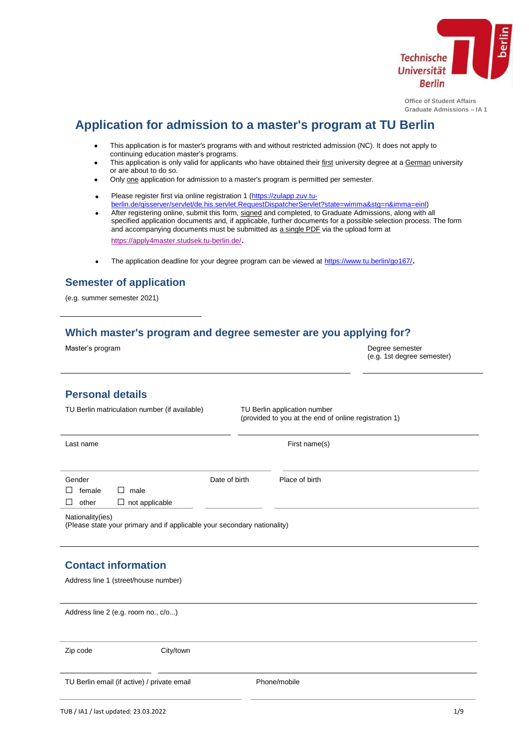Technische Universität Berlin

Office of Student Affairs
Graduate Admissions – IA 1

# Application for admission to a master's program at TU Berlin

- This application is for master's programs with and without restricted admission (NC). It does not apply to continuing education master's programs.
- This application is only valid for applicants who have obtained their first university degree at a German university or are about to do so.
- Only one application for admission to a master's program is permitted per semester.
- Please register first via online registration 1 (https://zulapp.zuv.tu-berlin.de/qisserver/servlet/de.his.servlet.RequestDispatcherServlet?state=wimma&stg=n&imma=einl)
- After registering online, submit this form, signed and completed, to Graduate Admissions, along with all specified application documents and, if applicable, further documents for a possible selection process. The form and accompanying documents must be submitted as a single PDF via the upload form at https://apply4master.studsek.tu-berlin.de/.
- The application deadline for your degree program can be viewed at https://www.tu.berlin/go167/.

## Semester of application

(e.g. summer semester 2021)

______________________________

## Which master's program and degree semester are you applying for?

| Master's program | Degree semester (e.g. 1st degree semester) |
| --- | --- |
| | |

## Personal details

| TU Berlin matriculation number (if available) | TU Berlin application number (provided to you at the end of online registration 1) |
| --- | --- |
| | |

| Last name | First name(s) |
| --- | --- |
| | |

Gender
☐ female ☐ male
☐ other ☐ not applicable

Date of birth ______________

Place of birth ______________

Nationality(ies)
(Please state your primary and if applicable your secondary nationality)

______________________________

## Contact information

Address line 1 (street/house number)

______________________________

Address line 2 (e.g. room no., c/o...)

______________________________

| Zip code | City/town |
| --- | --- |
| | |

| TU Berlin email (if active) / private email | Phone/mobile |
| --- | --- |
| | |

TUB / IA1 / last updated: 23.03.2022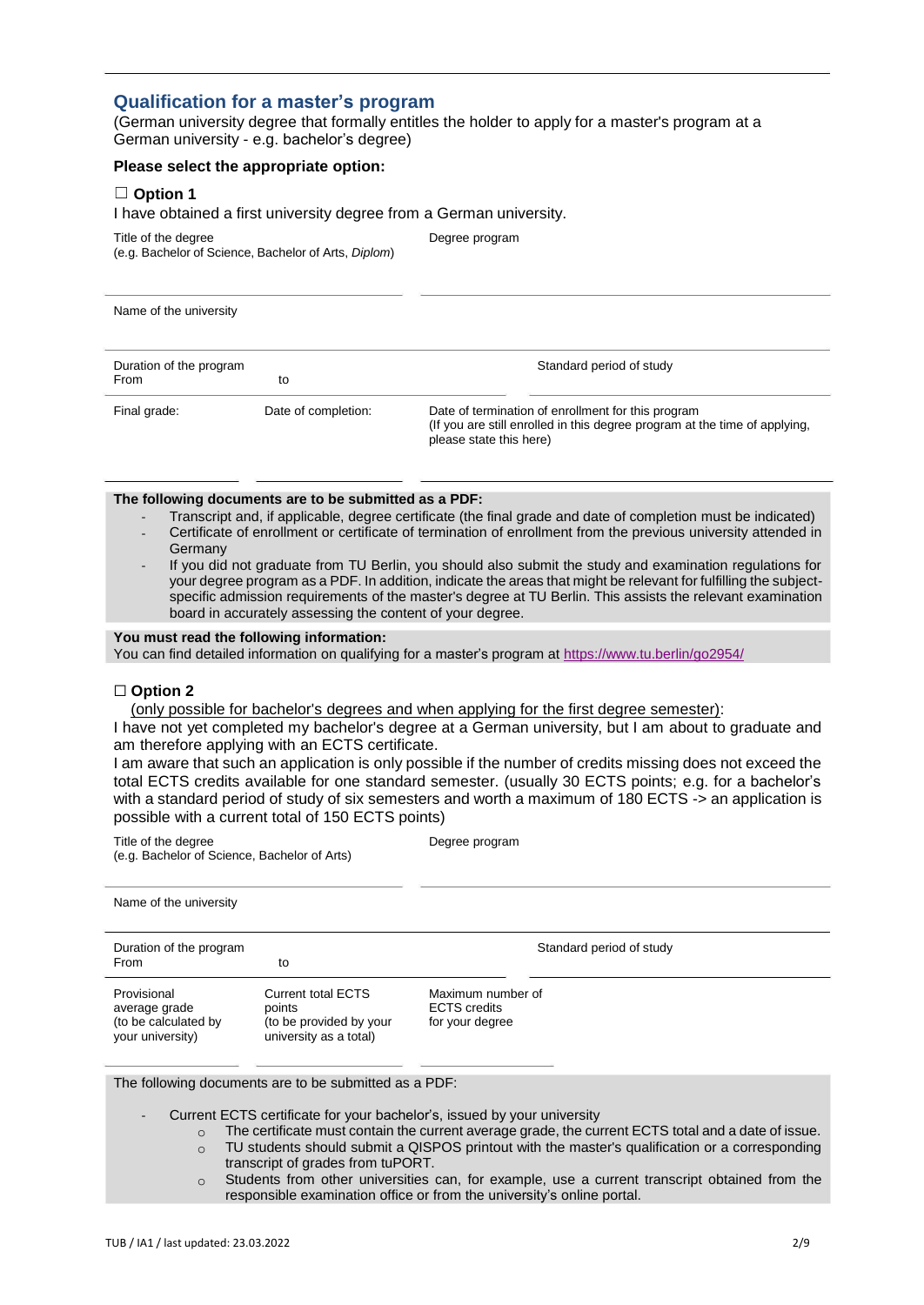## Qualification for a master's program

(German university degree that formally entitles the holder to apply for a master's program at a German university - e.g. bachelor's degree)

**Please select the appropriate option:**

☐ **Option 1**

I have obtained a first university degree from a German university.

| Title of the degree (e.g. Bachelor of Science, Bachelor of Arts, *Diplom*) | Degree program |
| --- | --- |
| | |

| Name of the university |
| --- |
| |

| Duration of the program From | to | Standard period of study |
| --- | --- | --- |
| | | |

| Final grade: | Date of completion: | Date of termination of enrollment for this program (If you are still enrolled in this degree program at the time of applying, please state this here) |
| --- | --- | --- |
| | | |

**The following documents are to be submitted as a PDF:**

- Transcript and, if applicable, degree certificate (the final grade and date of completion must be indicated)
- Certificate of enrollment or certificate of termination of enrollment from the previous university attended in Germany
- If you did not graduate from TU Berlin, you should also submit the study and examination regulations for your degree program as a PDF. In addition, indicate the areas that might be relevant for fulfilling the subject-specific admission requirements of the master's degree at TU Berlin. This assists the relevant examination board in accurately assessing the content of your degree.

**You must read the following information:**

You can find detailed information on qualifying for a master's program at https://www.tu.berlin/go2954/

☐ **Option 2**

(only possible for bachelor's degrees and when applying for the first degree semester):

I have not yet completed my bachelor's degree at a German university, but I am about to graduate and am therefore applying with an ECTS certificate.

I am aware that such an application is only possible if the number of credits missing does not exceed the total ECTS credits available for one standard semester. (usually 30 ECTS points; e.g. for a bachelor's with a standard period of study of six semesters and worth a maximum of 180 ECTS -> an application is possible with a current total of 150 ECTS points)

| Title of the degree (e.g. Bachelor of Science, Bachelor of Arts) | Degree program |
| --- | --- |
| | |

| Name of the university |
| --- |
| |

| Duration of the program From | to | Standard period of study |
| --- | --- | --- |
| | | |

| Provisional average grade (to be calculated by your university) | Current total ECTS points (to be provided by your university as a total) | Maximum number of ECTS credits for your degree |
| --- | --- | --- |
| | | |

The following documents are to be submitted as a PDF:

- Current ECTS certificate for your bachelor's, issued by your university
  - The certificate must contain the current average grade, the current ECTS total and a date of issue.
  - TU students should submit a QISPOS printout with the master's qualification or a corresponding transcript of grades from tuPORT.
  - Students from other universities can, for example, use a current transcript obtained from the responsible examination office or from the university's online portal.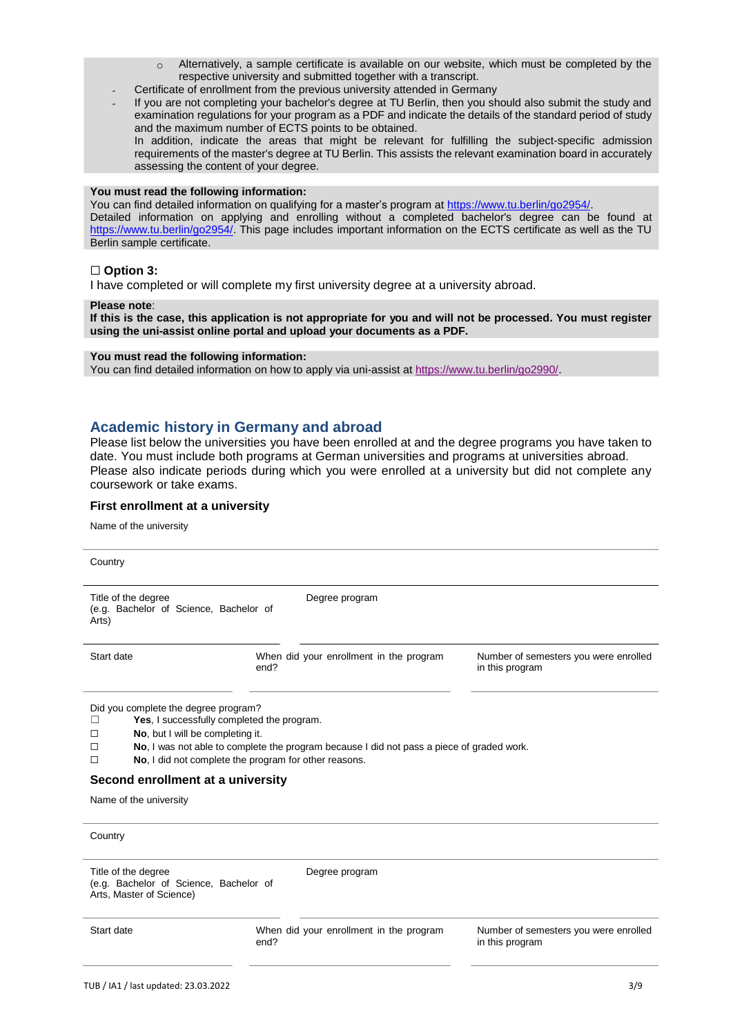- Alternatively, a sample certificate is available on our website, which must be completed by the respective university and submitted together with a transcript.
- Certificate of enrollment from the previous university attended in Germany
- If you are not completing your bachelor's degree at TU Berlin, then you should also submit the study and examination regulations for your program as a PDF and indicate the details of the standard period of study and the maximum number of ECTS points to be obtained.
  In addition, indicate the areas that might be relevant for fulfilling the subject-specific admission requirements of the master's degree at TU Berlin. This assists the relevant examination board in accurately assessing the content of your degree.

**You must read the following information:**
You can find detailed information on qualifying for a master's program at https://www.tu.berlin/go2954/.
Detailed information on applying and enrolling without a completed bachelor's degree can be found at https://www.tu.berlin/go2954/. This page includes important information on the ECTS certificate as well as the TU Berlin sample certificate.

☐ **Option 3:**
I have completed or will complete my first university degree at a university abroad.

**Please note**:
**If this is the case, this application is not appropriate for you and will not be processed. You must register using the uni-assist online portal and upload your documents as a PDF.**

**You must read the following information:**
You can find detailed information on how to apply via uni-assist at https://www.tu.berlin/go2990/.

## Academic history in Germany and abroad

Please list below the universities you have been enrolled at and the degree programs you have taken to date. You must include both programs at German universities and programs at universities abroad. Please also indicate periods during which you were enrolled at a university but did not complete any coursework or take exams.

### First enrollment at a university

Name of the university

Country

Title of the degree (e.g. Bachelor of Science, Bachelor of Arts)

Degree program

Start date

When did your enrollment in the program end?

Number of semesters you were enrolled in this program

Did you complete the degree program?

☐ **Yes**, I successfully completed the program.
☐ **No**, but I will be completing it.
☐ **No**, I was not able to complete the program because I did not pass a piece of graded work.
☐ **No**, I did not complete the program for other reasons.

### Second enrollment at a university

Name of the university

Country

Title of the degree (e.g. Bachelor of Science, Bachelor of Arts, Master of Science)

Degree program

Start date

When did your enrollment in the program end?

Number of semesters you were enrolled in this program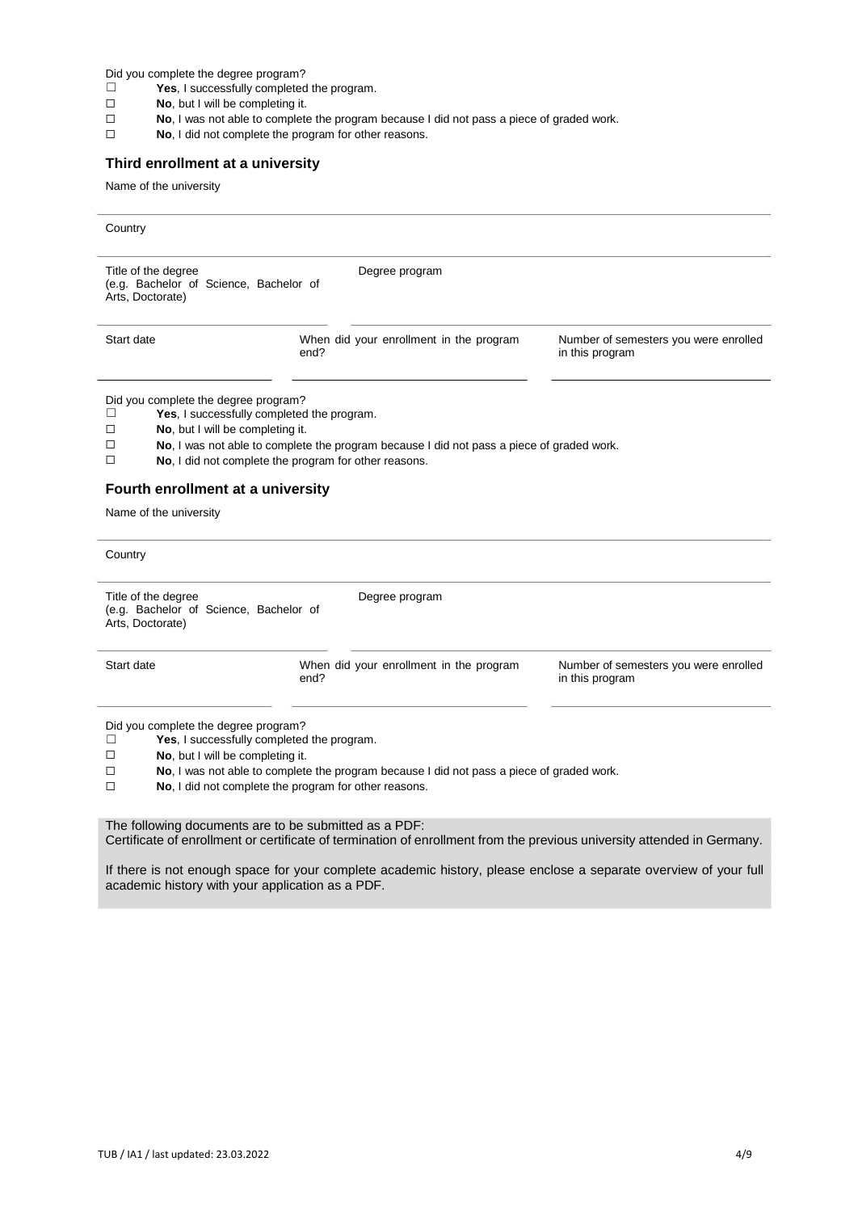Did you complete the degree program?

- ☐ **Yes**, I successfully completed the program.
- ☐ **No**, but I will be completing it.
- ☐ **No**, I was not able to complete the program because I did not pass a piece of graded work.
- ☐ **No**, I did not complete the program for other reasons.

### Third enrollment at a university

Name of the university

Country

Title of the degree (e.g. Bachelor of Science, Bachelor of Arts, Doctorate)

Degree program

Start date

When did your enrollment in the program end?

Number of semesters you were enrolled in this program

Did you complete the degree program?

- ☐ **Yes**, I successfully completed the program.
- ☐ **No**, but I will be completing it.
- ☐ **No**, I was not able to complete the program because I did not pass a piece of graded work.
- ☐ **No**, I did not complete the program for other reasons.

### Fourth enrollment at a university

Name of the university

Country

Title of the degree (e.g. Bachelor of Science, Bachelor of Arts, Doctorate)

Degree program

Start date

When did your enrollment in the program end?

Number of semesters you were enrolled in this program

Did you complete the degree program?

- ☐ **Yes**, I successfully completed the program.
- ☐ **No**, but I will be completing it.
- ☐ **No**, I was not able to complete the program because I did not pass a piece of graded work.
- ☐ **No**, I did not complete the program for other reasons.

The following documents are to be submitted as a PDF:
Certificate of enrollment or certificate of termination of enrollment from the previous university attended in Germany.

If there is not enough space for your complete academic history, please enclose a separate overview of your full academic history with your application as a PDF.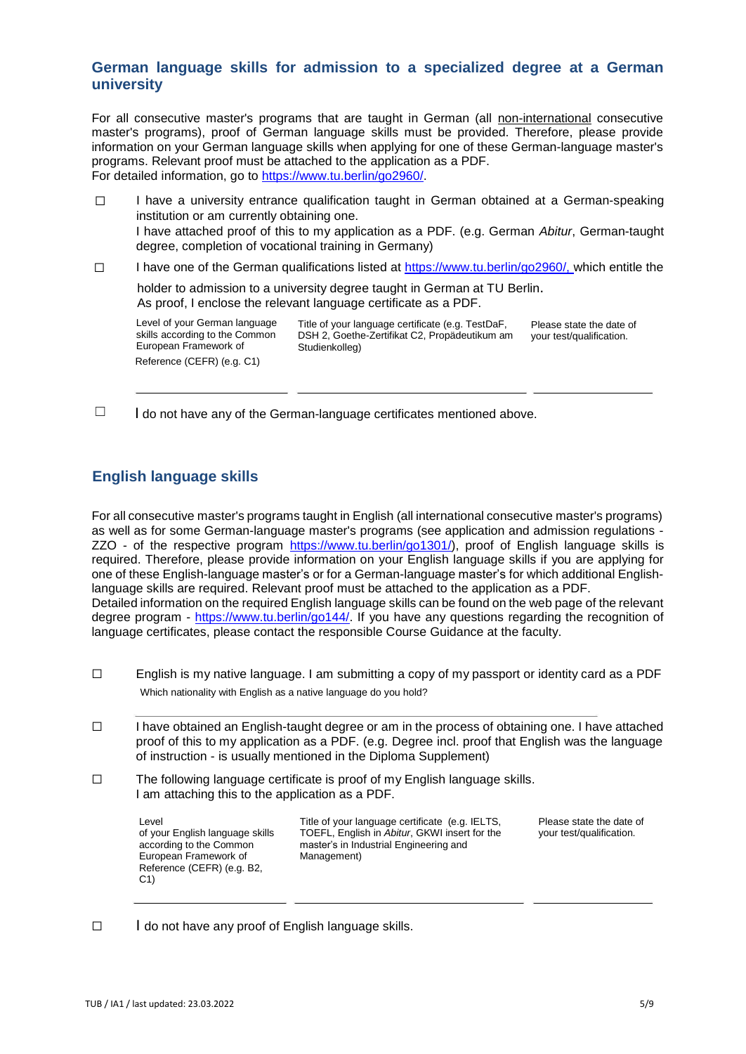## German language skills for admission to a specialized degree at a German university

For all consecutive master's programs that are taught in German (all non-international consecutive master's programs), proof of German language skills must be provided. Therefore, please provide information on your German language skills when applying for one of these German-language master's programs. Relevant proof must be attached to the application as a PDF.
For detailed information, go to https://www.tu.berlin/go2960/.

☐ I have a university entrance qualification taught in German obtained at a German-speaking institution or am currently obtaining one.
I have attached proof of this to my application as a PDF. (e.g. German *Abitur*, German-taught degree, completion of vocational training in Germany)

☐ I have one of the German qualifications listed at https://www.tu.berlin/go2960/, which entitle the holder to admission to a university degree taught in German at TU Berlin.
As proof, I enclose the relevant language certificate as a PDF.

| Level of your German language skills according to the Common European Framework of Reference (CEFR) (e.g. C1) | Title of your language certificate (e.g. TestDaF, DSH 2, Goethe-Zertifikat C2, Propädeutikum am Studienkolleg) | Please state the date of your test/qualification. |
|---|---|---|
| | | |

☐ I do not have any of the German-language certificates mentioned above.

## English language skills

For all consecutive master's programs taught in English (all international consecutive master's programs) as well as for some German-language master's programs (see application and admission regulations - ZZO - of the respective program https://www.tu.berlin/go1301/), proof of English language skills is required. Therefore, please provide information on your English language skills if you are applying for one of these English-language master's or for a German-language master's for which additional English-language skills are required. Relevant proof must be attached to the application as a PDF.
Detailed information on the required English language skills can be found on the web page of the relevant degree program - https://www.tu.berlin/go144/. If you have any questions regarding the recognition of language certificates, please contact the responsible Course Guidance at the faculty.

☐ English is my native language. I am submitting a copy of my passport or identity card as a PDF
Which nationality with English as a native language do you hold?

______________________________

☐ I have obtained an English-taught degree or am in the process of obtaining one. I have attached proof of this to my application as a PDF. (e.g. Degree incl. proof that English was the language of instruction - is usually mentioned in the Diploma Supplement)

☐ The following language certificate is proof of my English language skills.
I am attaching this to the application as a PDF.

| Level of your English language skills according to the Common European Framework of Reference (CEFR) (e.g. B2, C1) | Title of your language certificate (e.g. IELTS, TOEFL, English in *Abitur*, GKWI insert for the master's in Industrial Engineering and Management) | Please state the date of your test/qualification. |
|---|---|---|
| | | |

☐ I do not have any proof of English language skills.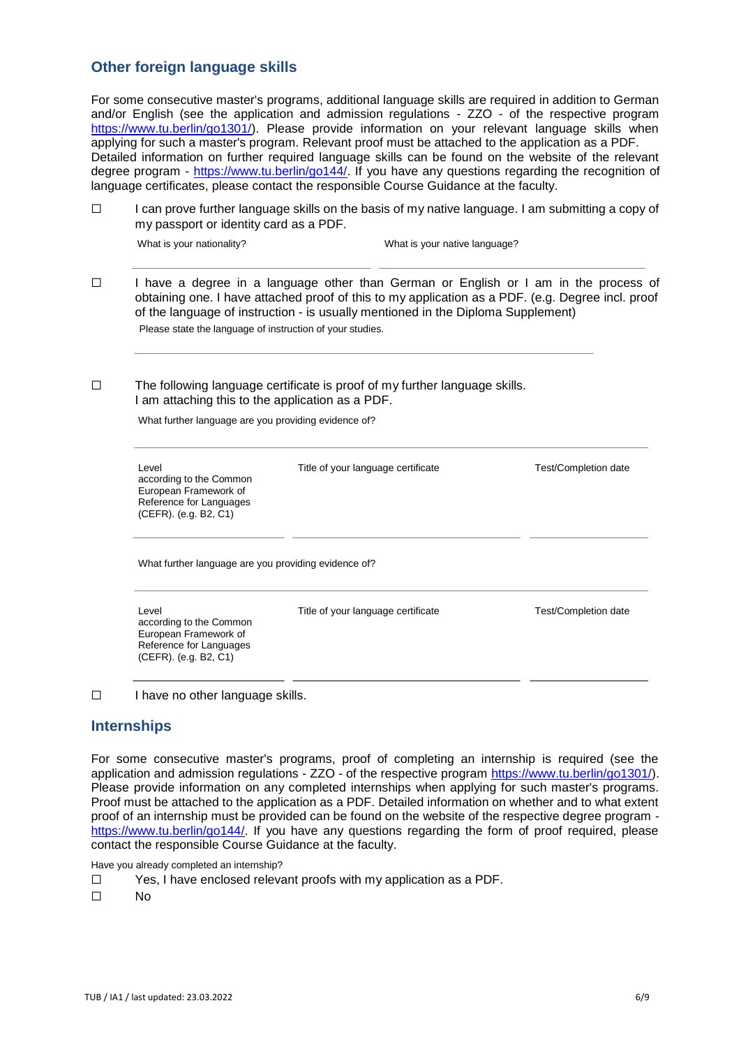## Other foreign language skills

For some consecutive master's programs, additional language skills are required in addition to German and/or English (see the application and admission regulations - ZZO - of the respective program https://www.tu.berlin/go1301/). Please provide information on your relevant language skills when applying for such a master's program. Relevant proof must be attached to the application as a PDF. Detailed information on further required language skills can be found on the website of the relevant degree program - https://www.tu.berlin/go144/. If you have any questions regarding the recognition of language certificates, please contact the responsible Course Guidance at the faculty.

☐ I can prove further language skills on the basis of my native language. I am submitting a copy of my passport or identity card as a PDF.

| What is your nationality? | What is your native language? |
| --- | --- |
| | |

☐ I have a degree in a language other than German or English or I am in the process of obtaining one. I have attached proof of this to my application as a PDF. (e.g. Degree incl. proof of the language of instruction - is usually mentioned in the Diploma Supplement)

Please state the language of instruction of your studies.

\_\_\_\_\_\_\_\_\_\_\_\_\_\_\_\_\_\_\_\_\_\_\_\_\_\_\_\_\_\_

☐ The following language certificate is proof of my further language skills. I am attaching this to the application as a PDF.

What further language are you providing evidence of?

\_\_\_\_\_\_\_\_\_\_\_\_\_\_\_\_\_\_\_\_\_\_\_\_\_\_\_\_\_\_

| Level according to the Common European Framework of Reference for Languages (CEFR). (e.g. B2, C1) | Title of your language certificate | Test/Completion date |
| --- | --- | --- |
| | | |

What further language are you providing evidence of?

\_\_\_\_\_\_\_\_\_\_\_\_\_\_\_\_\_\_\_\_\_\_\_\_\_\_\_\_\_\_

| Level according to the Common European Framework of Reference for Languages (CEFR). (e.g. B2, C1) | Title of your language certificate | Test/Completion date |
| --- | --- | --- |
| | | |

☐ I have no other language skills.

## Internships

For some consecutive master's programs, proof of completing an internship is required (see the application and admission regulations - ZZO - of the respective program https://www.tu.berlin/go1301/). Please provide information on any completed internships when applying for such master's programs. Proof must be attached to the application as a PDF. Detailed information on whether and to what extent proof of an internship must be provided can be found on the website of the respective degree program - https://www.tu.berlin/go144/. If you have any questions regarding the form of proof required, please contact the responsible Course Guidance at the faculty.

Have you already completed an internship?

☐ Yes, I have enclosed relevant proofs with my application as a PDF.

☐ No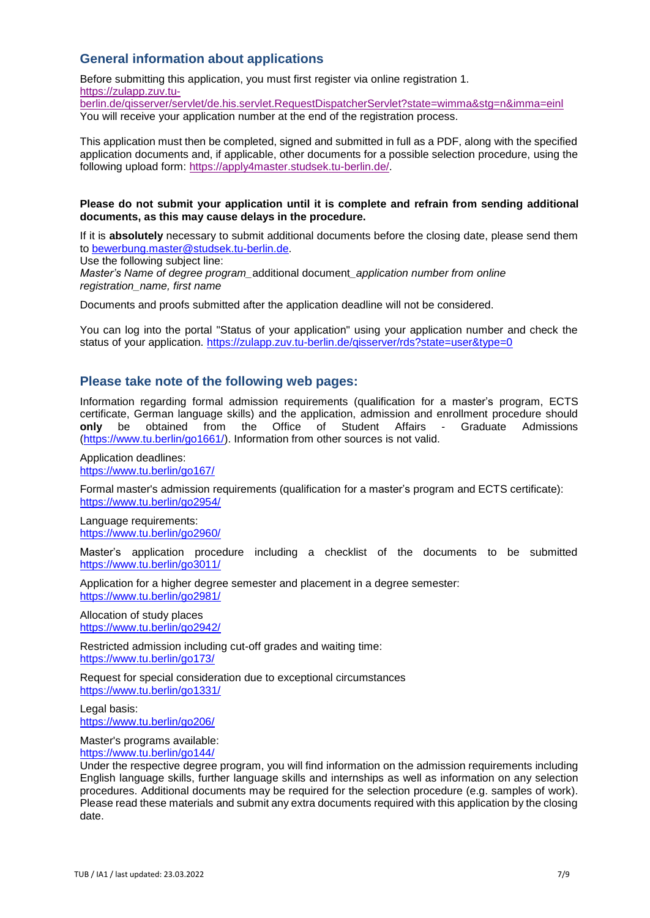## General information about applications

Before submitting this application, you must first register via online registration 1.
https://zulapp.zuv.tu-berlin.de/qisserver/servlet/de.his.servlet.RequestDispatcherServlet?state=wimma&stg=n&imma=einl
You will receive your application number at the end of the registration process.

This application must then be completed, signed and submitted in full as a PDF, along with the specified application documents and, if applicable, other documents for a possible selection procedure, using the following upload form: https://apply4master.studsek.tu-berlin.de/.

**Please do not submit your application until it is complete and refrain from sending additional documents, as this may cause delays in the procedure.**

If it is **absolutely** necessary to submit additional documents before the closing date, please send them to bewerbung.master@studsek.tu-berlin.de.
Use the following subject line:
*Master's Name of degree program_*additional document*_application number from online registration_name, first name*

Documents and proofs submitted after the application deadline will not be considered.

You can log into the portal "Status of your application" using your application number and check the status of your application. https://zulapp.zuv.tu-berlin.de/qisserver/rds?state=user&type=0

## Please take note of the following web pages:

Information regarding formal admission requirements (qualification for a master's program, ECTS certificate, German language skills) and the application, admission and enrollment procedure should **only** be obtained from the Office of Student Affairs - Graduate Admissions (https://www.tu.berlin/go1661/). Information from other sources is not valid.

Application deadlines:
https://www.tu.berlin/go167/

Formal master's admission requirements (qualification for a master's program and ECTS certificate):
https://www.tu.berlin/go2954/

Language requirements:
https://www.tu.berlin/go2960/

Master's application procedure including a checklist of the documents to be submitted
https://www.tu.berlin/go3011/

Application for a higher degree semester and placement in a degree semester:
https://www.tu.berlin/go2981/

Allocation of study places
https://www.tu.berlin/go2942/

Restricted admission including cut-off grades and waiting time:
https://www.tu.berlin/go173/

Request for special consideration due to exceptional circumstances
https://www.tu.berlin/go1331/

Legal basis:
https://www.tu.berlin/go206/

Master's programs available:
https://www.tu.berlin/go144/
Under the respective degree program, you will find information on the admission requirements including English language skills, further language skills and internships as well as information on any selection procedures. Additional documents may be required for the selection procedure (e.g. samples of work). Please read these materials and submit any extra documents required with this application by the closing date.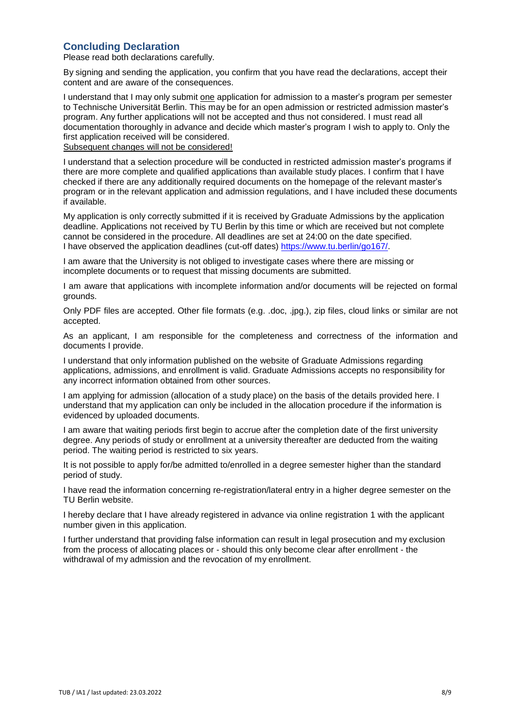## Concluding Declaration

Please read both declarations carefully.

By signing and sending the application, you confirm that you have read the declarations, accept their content and are aware of the consequences.

I understand that I may only submit one application for admission to a master's program per semester to Technische Universität Berlin. This may be for an open admission or restricted admission master's program. Any further applications will not be accepted and thus not considered. I must read all documentation thoroughly in advance and decide which master's program I wish to apply to. Only the first application received will be considered.
Subsequent changes will not be considered!

I understand that a selection procedure will be conducted in restricted admission master's programs if there are more complete and qualified applications than available study places. I confirm that I have checked if there are any additionally required documents on the homepage of the relevant master's program or in the relevant application and admission regulations, and I have included these documents if available.

My application is only correctly submitted if it is received by Graduate Admissions by the application deadline. Applications not received by TU Berlin by this time or which are received but not complete cannot be considered in the procedure. All deadlines are set at 24:00 on the date specified.
I have observed the application deadlines (cut-off dates) https://www.tu.berlin/go167/.

I am aware that the University is not obliged to investigate cases where there are missing or incomplete documents or to request that missing documents are submitted.

I am aware that applications with incomplete information and/or documents will be rejected on formal grounds.

Only PDF files are accepted. Other file formats (e.g. .doc, .jpg.), zip files, cloud links or similar are not accepted.

As an applicant, I am responsible for the completeness and correctness of the information and documents I provide.

I understand that only information published on the website of Graduate Admissions regarding applications, admissions, and enrollment is valid. Graduate Admissions accepts no responsibility for any incorrect information obtained from other sources.

I am applying for admission (allocation of a study place) on the basis of the details provided here. I understand that my application can only be included in the allocation procedure if the information is evidenced by uploaded documents.

I am aware that waiting periods first begin to accrue after the completion date of the first university degree. Any periods of study or enrollment at a university thereafter are deducted from the waiting period. The waiting period is restricted to six years.

It is not possible to apply for/be admitted to/enrolled in a degree semester higher than the standard period of study.

I have read the information concerning re-registration/lateral entry in a higher degree semester on the TU Berlin website.

I hereby declare that I have already registered in advance via online registration 1 with the applicant number given in this application.

I further understand that providing false information can result in legal prosecution and my exclusion from the process of allocating places or - should this only become clear after enrollment - the withdrawal of my admission and the revocation of my enrollment.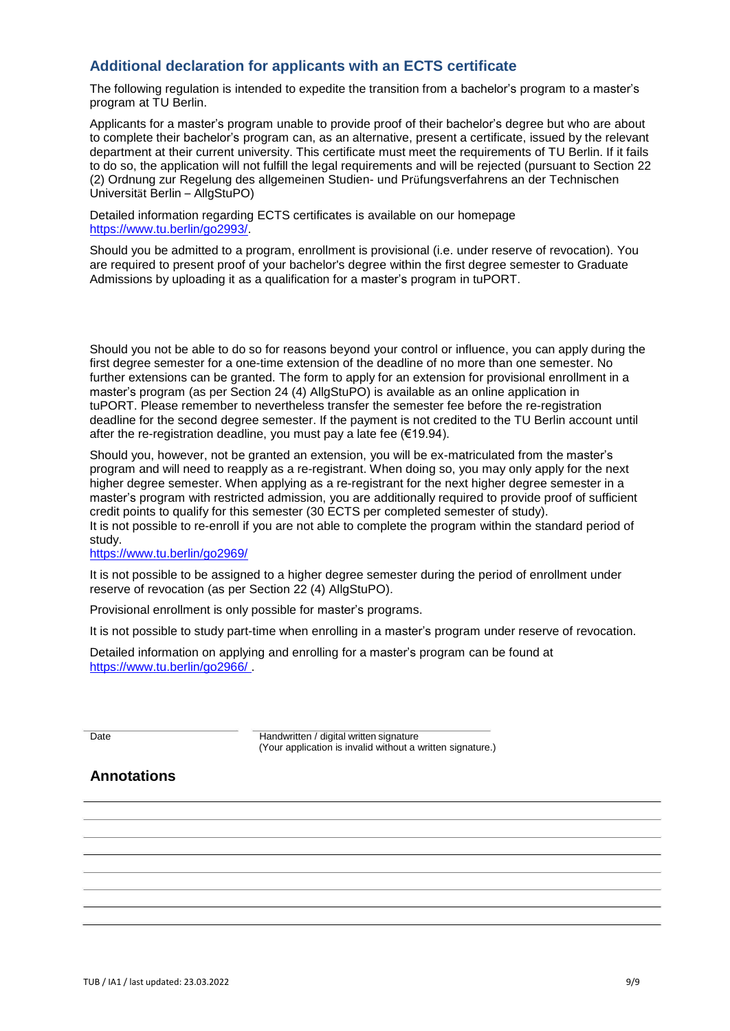## Additional declaration for applicants with an ECTS certificate

The following regulation is intended to expedite the transition from a bachelor's program to a master's program at TU Berlin.

Applicants for a master's program unable to provide proof of their bachelor's degree but who are about to complete their bachelor's program can, as an alternative, present a certificate, issued by the relevant department at their current university. This certificate must meet the requirements of TU Berlin. If it fails to do so, the application will not fulfill the legal requirements and will be rejected (pursuant to Section 22 (2) Ordnung zur Regelung des allgemeinen Studien- und Prüfungsverfahrens an der Technischen Universität Berlin – AllgStuPO)

Detailed information regarding ECTS certificates is available on our homepage https://www.tu.berlin/go2993/.

Should you be admitted to a program, enrollment is provisional (i.e. under reserve of revocation). You are required to present proof of your bachelor's degree within the first degree semester to Graduate Admissions by uploading it as a qualification for a master's program in tuPORT.

Should you not be able to do so for reasons beyond your control or influence, you can apply during the first degree semester for a one-time extension of the deadline of no more than one semester. No further extensions can be granted. The form to apply for an extension for provisional enrollment in a master's program (as per Section 24 (4) AllgStuPO) is available as an online application in tuPORT. Please remember to nevertheless transfer the semester fee before the re-registration deadline for the second degree semester. If the payment is not credited to the TU Berlin account until after the re-registration deadline, you must pay a late fee (€19.94).

Should you, however, not be granted an extension, you will be ex-matriculated from the master's program and will need to reapply as a re-registrant. When doing so, you may only apply for the next higher degree semester. When applying as a re-registrant for the next higher degree semester in a master's program with restricted admission, you are additionally required to provide proof of sufficient credit points to qualify for this semester (30 ECTS per completed semester of study).
It is not possible to re-enroll if you are not able to complete the program within the standard period of study.
https://www.tu.berlin/go2969/

It is not possible to be assigned to a higher degree semester during the period of enrollment under reserve of revocation (as per Section 22 (4) AllgStuPO).

Provisional enrollment is only possible for master's programs.

It is not possible to study part-time when enrolling in a master's program under reserve of revocation.

Detailed information on applying and enrolling for a master's program can be found at https://www.tu.berlin/go2966/ .

Date

Handwritten / digital written signature
(Your application is invalid without a written signature.)

## Annotations